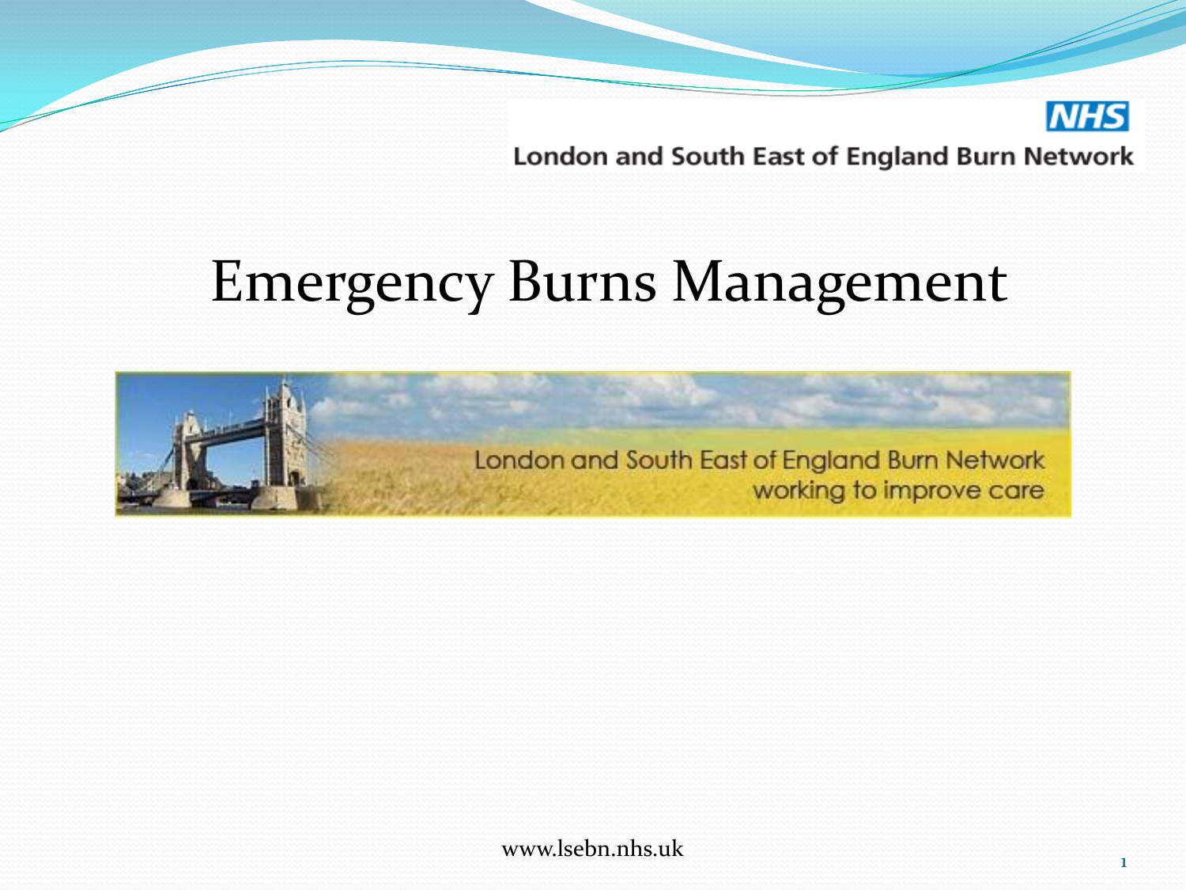NHS

London and South East of England Burn Network

# Emergency Burns Management

London and South East of England Burn Network
working to improve care

www.lsebn.nhs.uk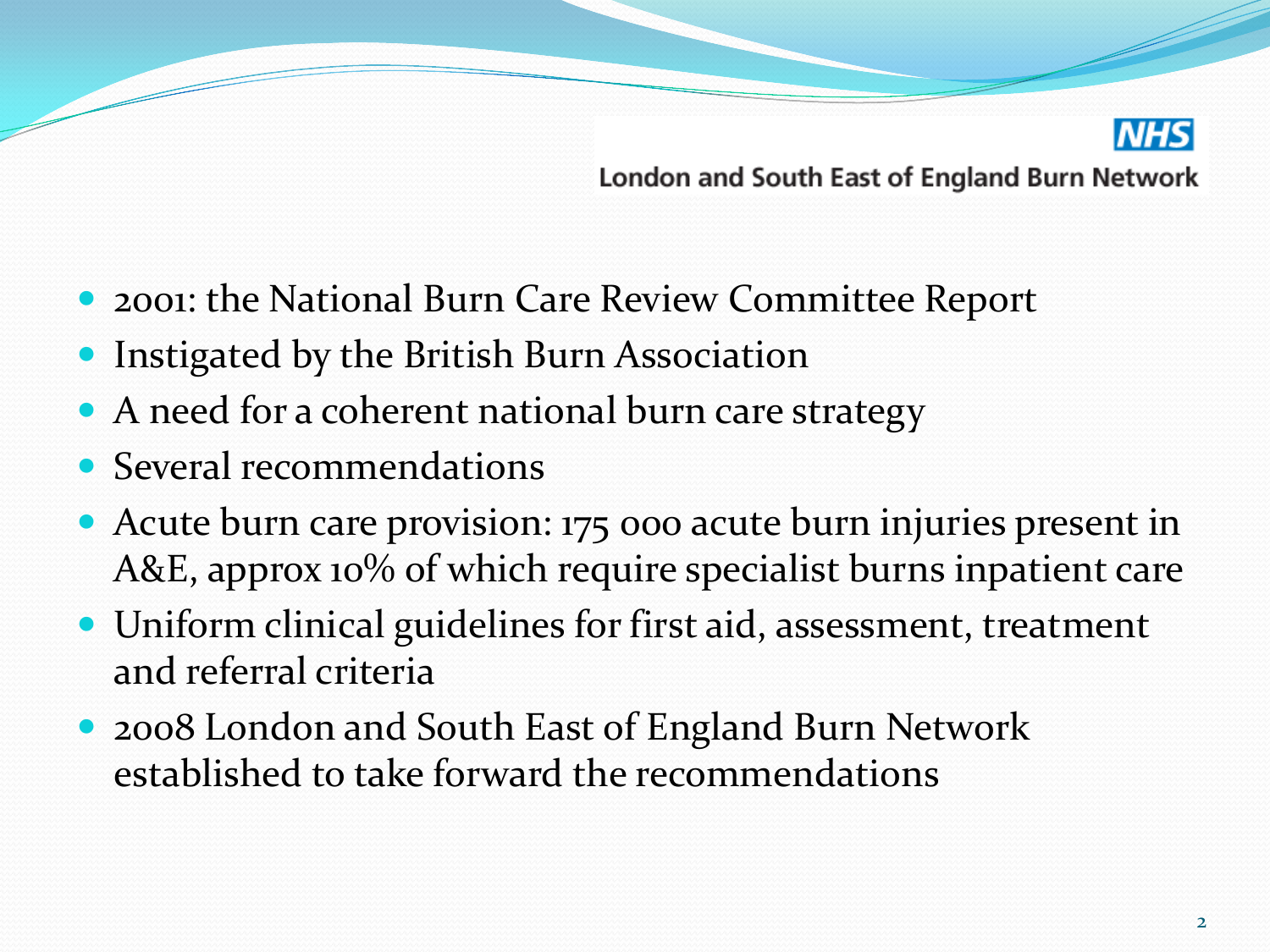NHS
London and South East of England Burn Network

- 2001: the National Burn Care Review Committee Report
- Instigated by the British Burn Association
- A need for a coherent national burn care strategy
- Several recommendations
- Acute burn care provision: 175 000 acute burn injuries present in A&E, approx 10% of which require specialist burns inpatient care
- Uniform clinical guidelines for first aid, assessment, treatment and referral criteria
- 2008 London and South East of England Burn Network established to take forward the recommendations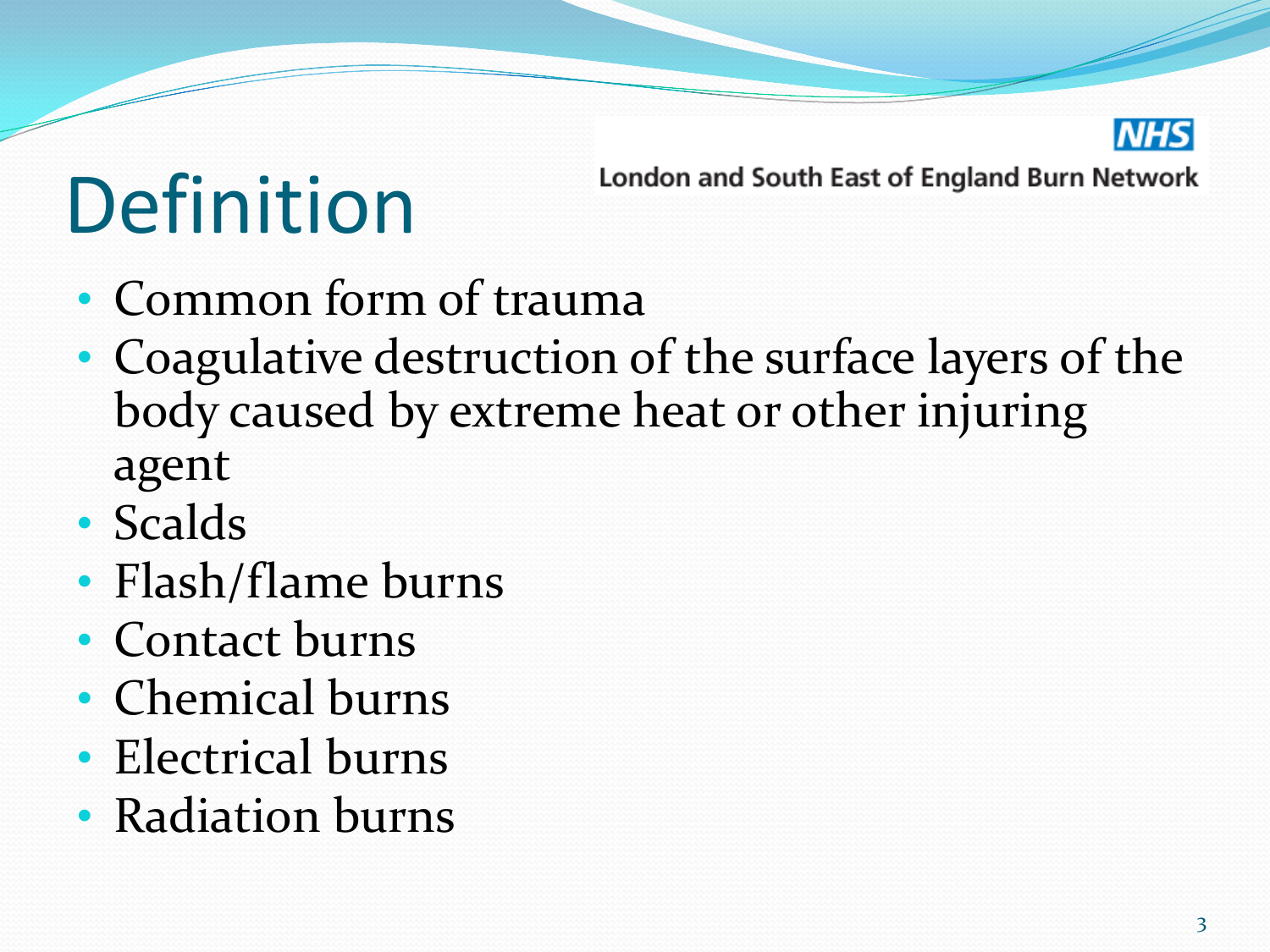# Definition

London and South East of England Burn Network

- Common form of trauma
- Coagulative destruction of the surface layers of the body caused by extreme heat or other injuring agent
- Scalds
- Flash/flame burns
- Contact burns
- Chemical burns
- Electrical burns
- Radiation burns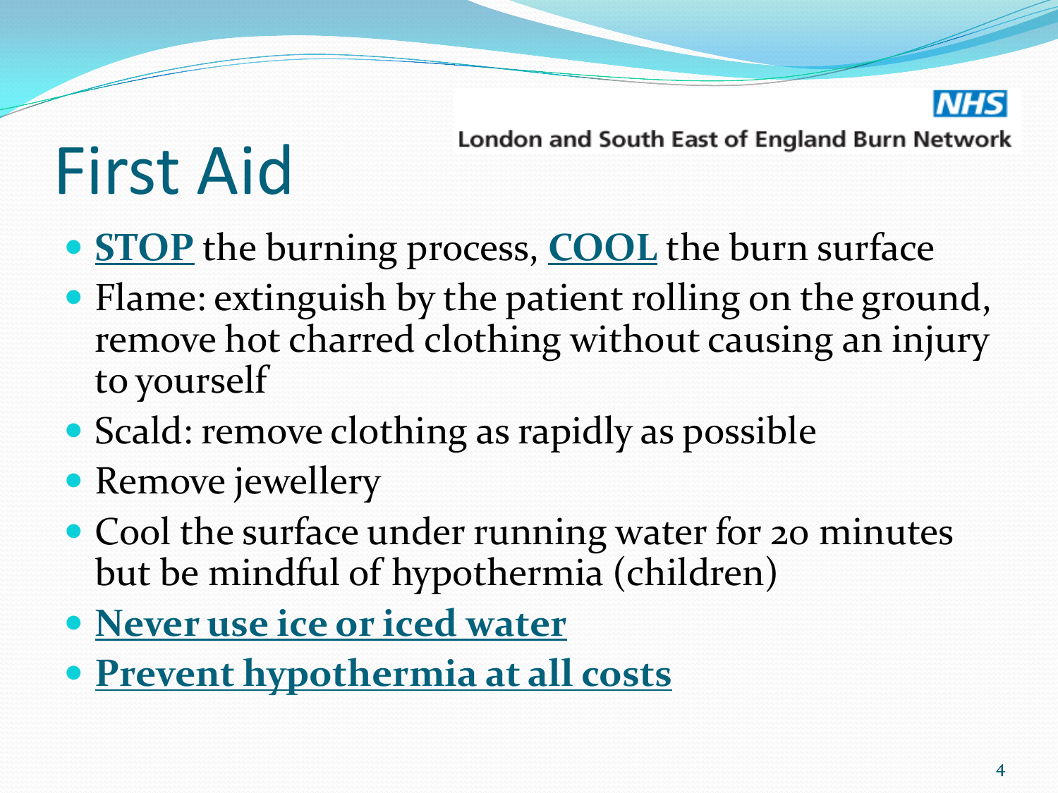# First Aid

NHS London and South East of England Burn Network

- **STOP** the burning process, **COOL** the burn surface
- Flame: extinguish by the patient rolling on the ground, remove hot charred clothing without causing an injury to yourself
- Scald: remove clothing as rapidly as possible
- Remove jewellery
- Cool the surface under running water for 20 minutes but be mindful of hypothermia (children)
- **Never use ice or iced water**
- **Prevent hypothermia at all costs**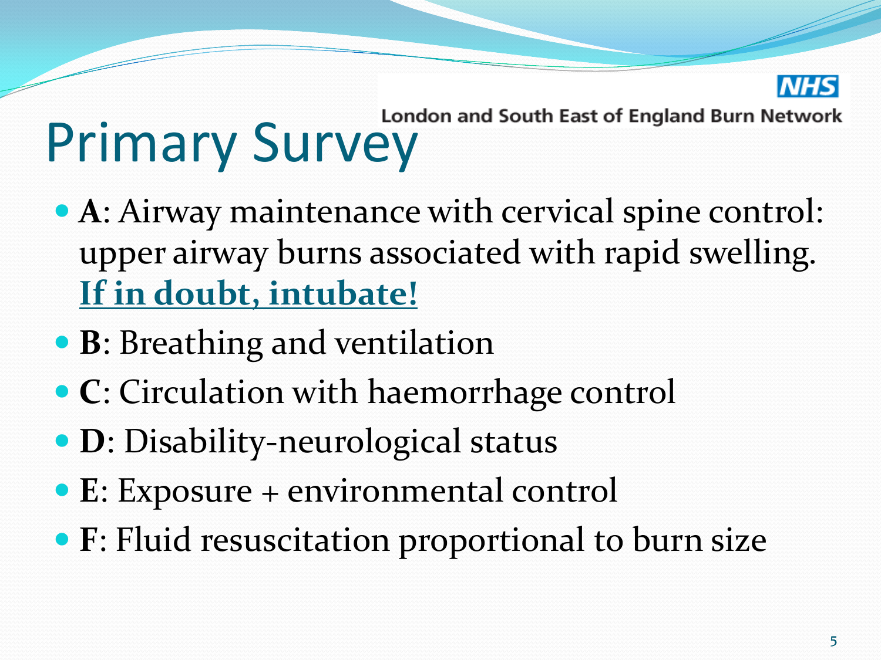# Primary Survey

- **A**: Airway maintenance with cervical spine control: upper airway burns associated with rapid swelling. **If in doubt, intubate!**
- **B**: Breathing and ventilation
- **C**: Circulation with haemorrhage control
- **D**: Disability-neurological status
- **E**: Exposure + environmental control
- **F**: Fluid resuscitation proportional to burn size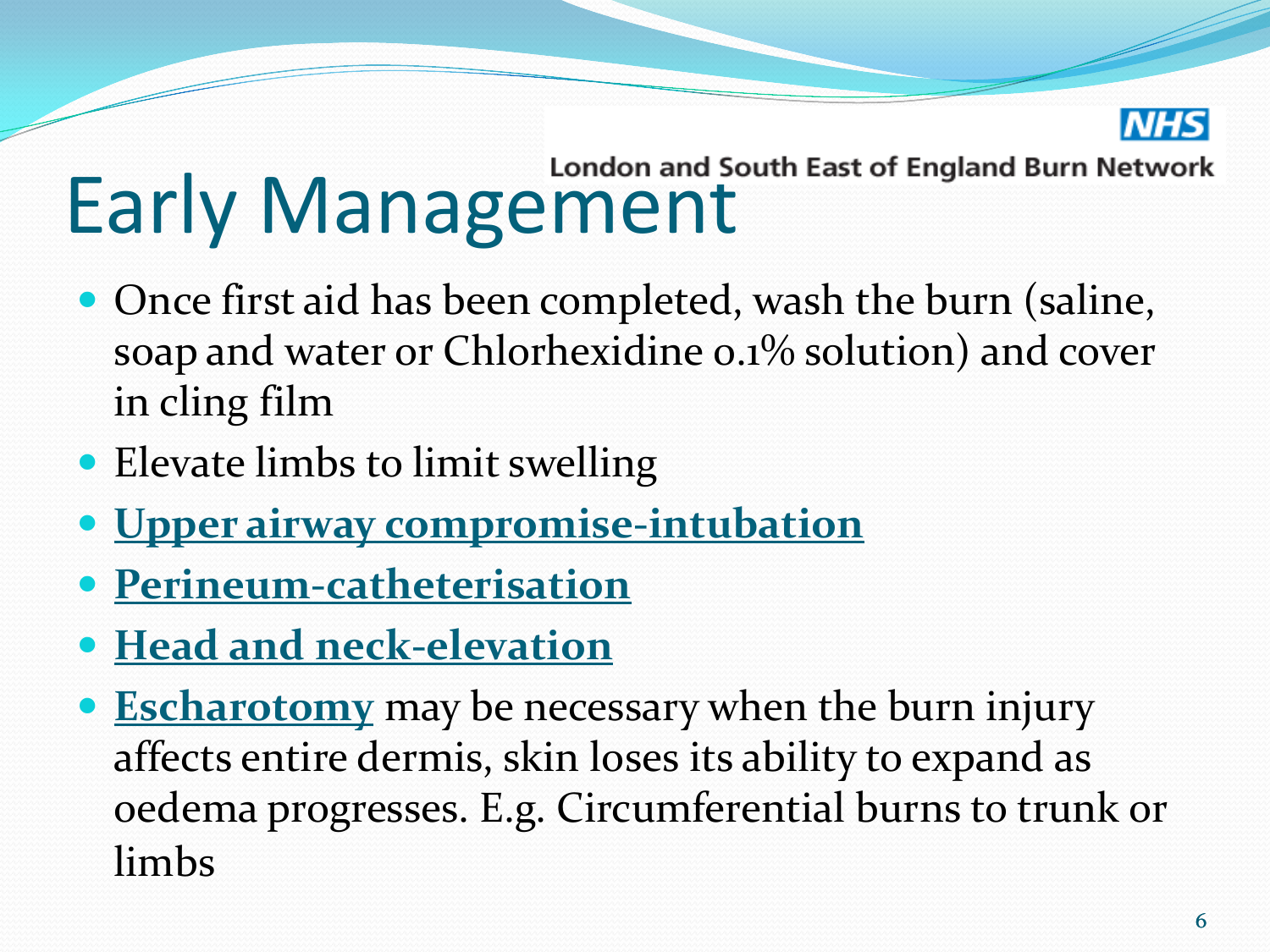London and South East of England Burn Network

# Early Management

- Once first aid has been completed, wash the burn (saline, soap and water or Chlorhexidine 0.1% solution) and cover in cling film
- Elevate limbs to limit swelling
- **Upper airway compromise-intubation**
- **Perineum-catheterisation**
- **Head and neck-elevation**
- **Escharotomy** may be necessary when the burn injury affects entire dermis, skin loses its ability to expand as oedema progresses. E.g. Circumferential burns to trunk or limbs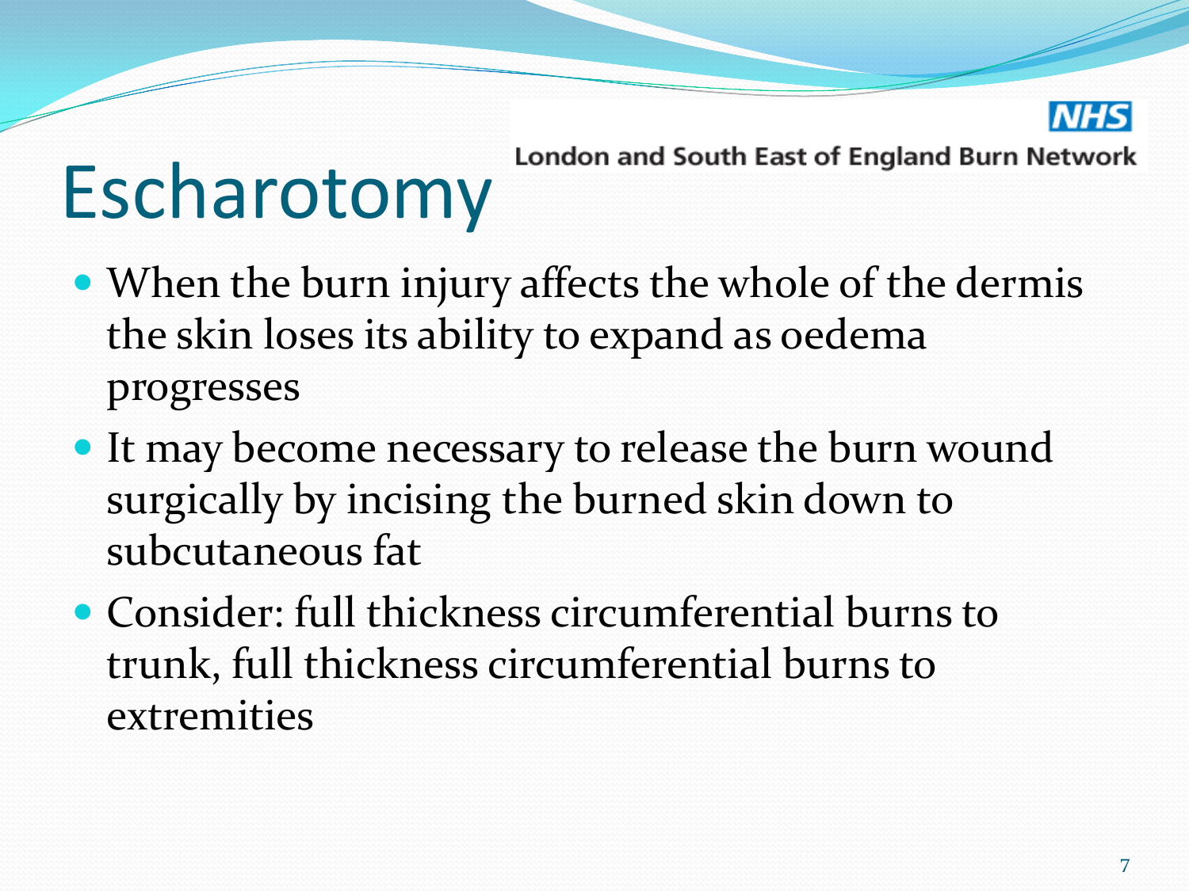# Escharotomy

- When the burn injury affects the whole of the dermis the skin loses its ability to expand as oedema progresses
- It may become necessary to release the burn wound surgically by incising the burned skin down to subcutaneous fat
- Consider: full thickness circumferential burns to trunk, full thickness circumferential burns to extremities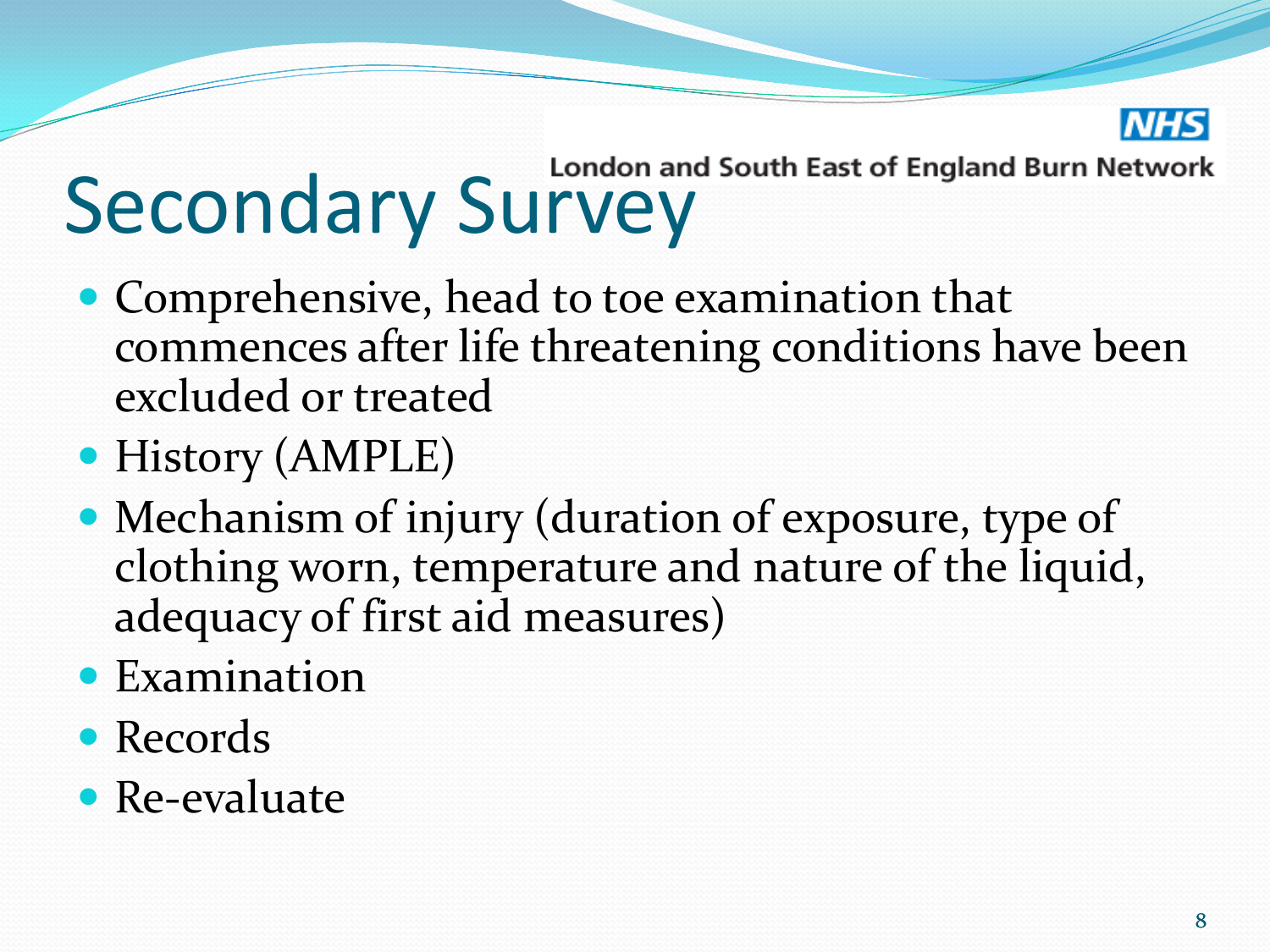London and South East of England Burn Network

# Secondary Survey

- Comprehensive, head to toe examination that commences after life threatening conditions have been excluded or treated
- History (AMPLE)
- Mechanism of injury (duration of exposure, type of clothing worn, temperature and nature of the liquid, adequacy of first aid measures)
- Examination
- Records
- Re-evaluate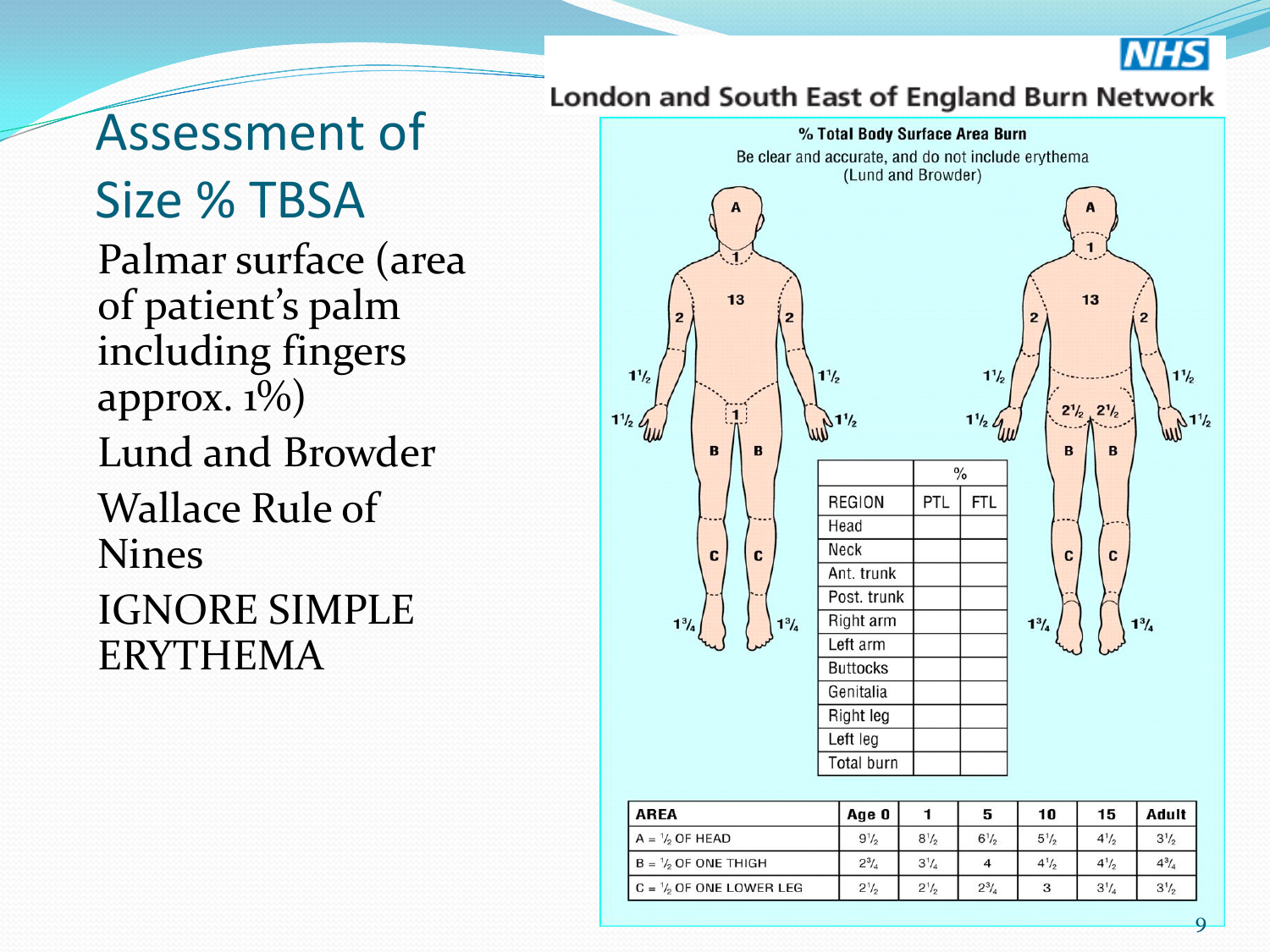# Assessment of Size % TBSA

Palmar surface (area of patient's palm including fingers approx. 1%)

Lund and Browder

Wallace Rule of Nines

IGNORE SIMPLE ERYTHEMA

London and South East of England Burn Network

**% Total Body Surface Area Burn**

Be clear and accurate, and do not include erythema

(Lund and Browder)

| REGION | % PTL | % FTL |
| --- | --- | --- |
| Head | | |
| Neck | | |
| Ant. trunk | | |
| Post. trunk | | |
| Right arm | | |
| Left arm | | |
| Buttocks | | |
| Genitalia | | |
| Right leg | | |
| Left leg | | |
| Total burn | | |

| AREA | Age 0 | 1 | 5 | 10 | 15 | Adult |
| --- | --- | --- | --- | --- | --- | --- |
| A = ½ OF HEAD | 9½ | 8½ | 6½ | 5½ | 4½ | 3½ |
| B = ½ OF ONE THIGH | 2¾ | 3¼ | 4 | 4½ | 4½ | 4¾ |
| C = ½ OF ONE LOWER LEG | 2½ | 2½ | 2¾ | 3 | 3¼ | 3½ |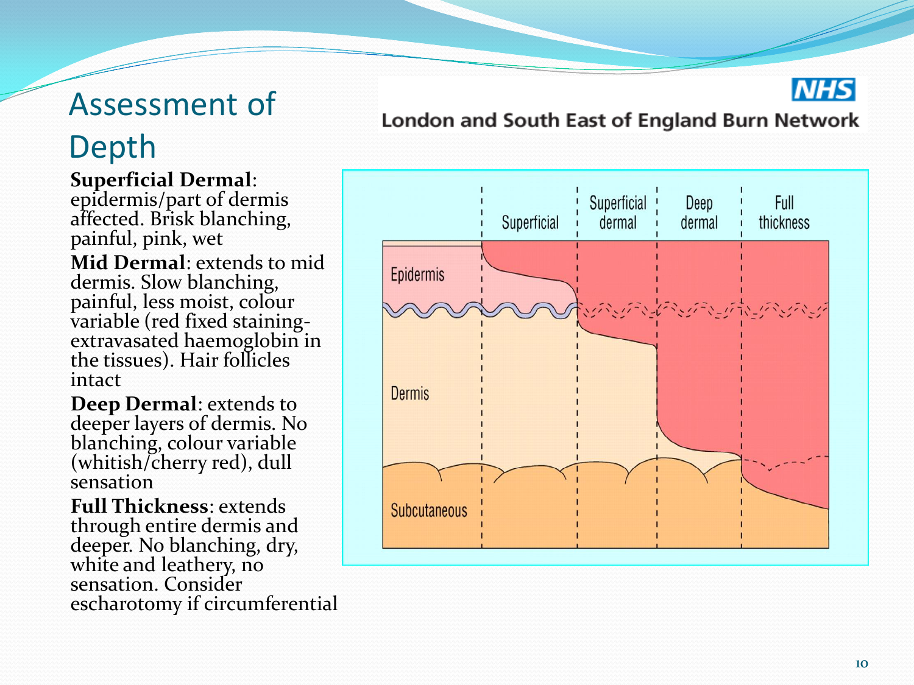# Assessment of Depth

London and South East of England Burn Network

**Superficial Dermal**: epidermis/part of dermis affected. Brisk blanching, painful, pink, wet

**Mid Dermal**: extends to mid dermis. Slow blanching, painful, less moist, colour variable (red fixed staining- extravasated haemoglobin in the tissues). Hair follicles intact

**Deep Dermal**: extends to deeper layers of dermis. No blanching, colour variable (whitish/cherry red), dull sensation

**Full Thickness**: extends through entire dermis and deeper. No blanching, dry, white and leathery, no sensation. Consider escharotomy if circumferential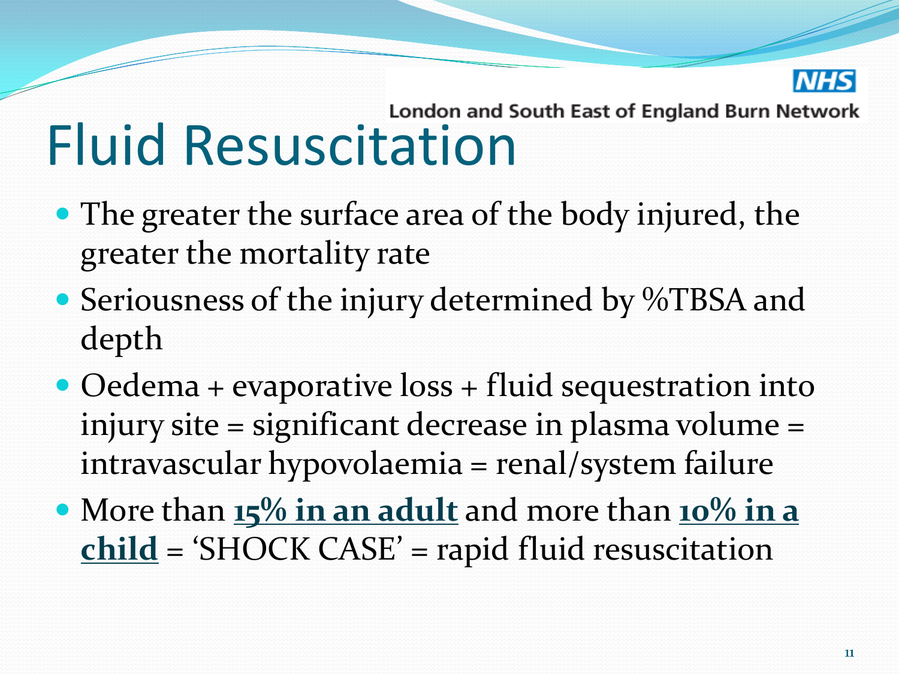# Fluid Resuscitation

- The greater the surface area of the body injured, the greater the mortality rate
- Seriousness of the injury determined by %TBSA and depth
- Oedema + evaporative loss + fluid sequestration into injury site = significant decrease in plasma volume = intravascular hypovolaemia = renal/system failure
- More than **15% in an adult** and more than **10% in a child** = 'SHOCK CASE' = rapid fluid resuscitation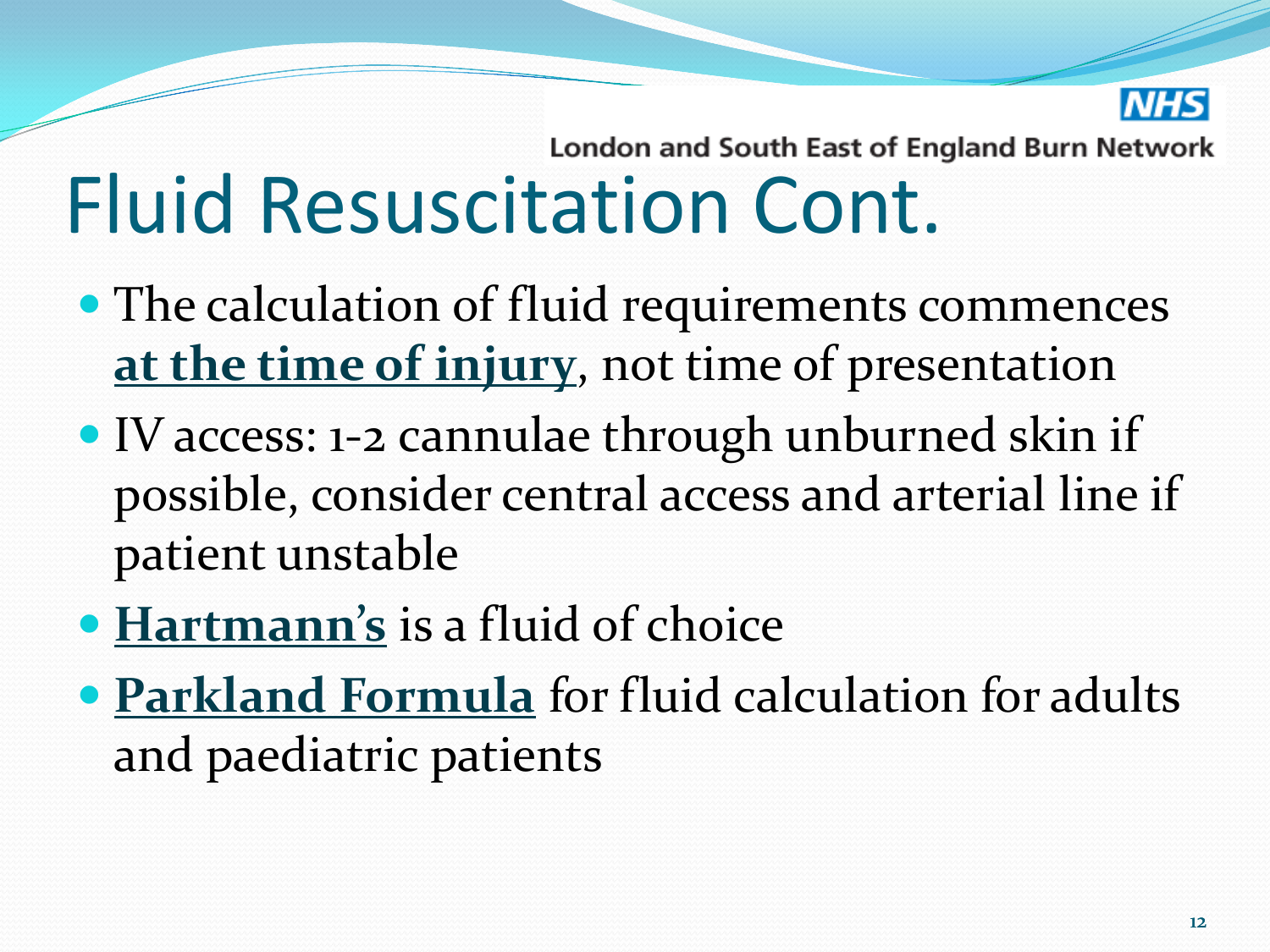# Fluid Resuscitation Cont.

- The calculation of fluid requirements commences **at the time of injury**, not time of presentation
- IV access: 1-2 cannulae through unburned skin if possible, consider central access and arterial line if patient unstable
- **Hartmann's** is a fluid of choice
- **Parkland Formula** for fluid calculation for adults and paediatric patients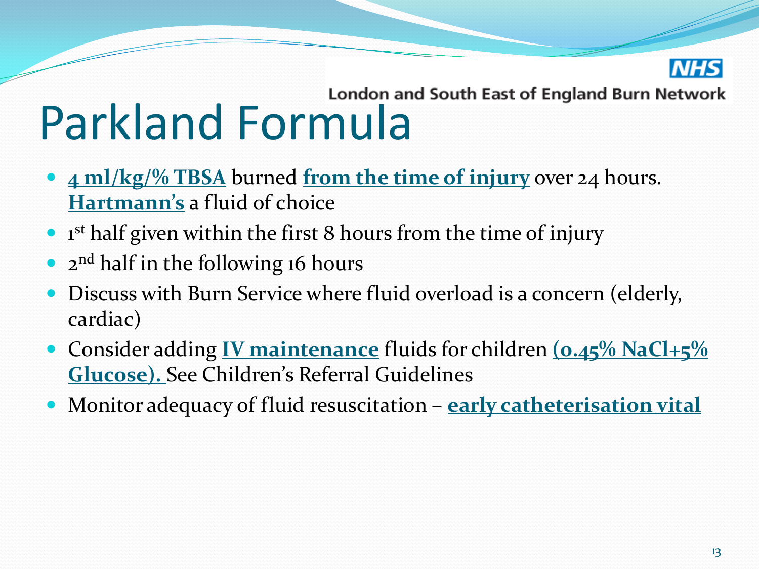London and South East of England Burn Network

# Parkland Formula

- **4 ml/kg/% TBSA** burned **from the time of injury** over 24 hours. **Hartmann's** a fluid of choice
- 1st half given within the first 8 hours from the time of injury
- 2nd half in the following 16 hours
- Discuss with Burn Service where fluid overload is a concern (elderly, cardiac)
- Consider adding **IV maintenance** fluids for children **(0.45% NaCl+5% Glucose).** See Children's Referral Guidelines
- Monitor adequacy of fluid resuscitation – **early catheterisation vital**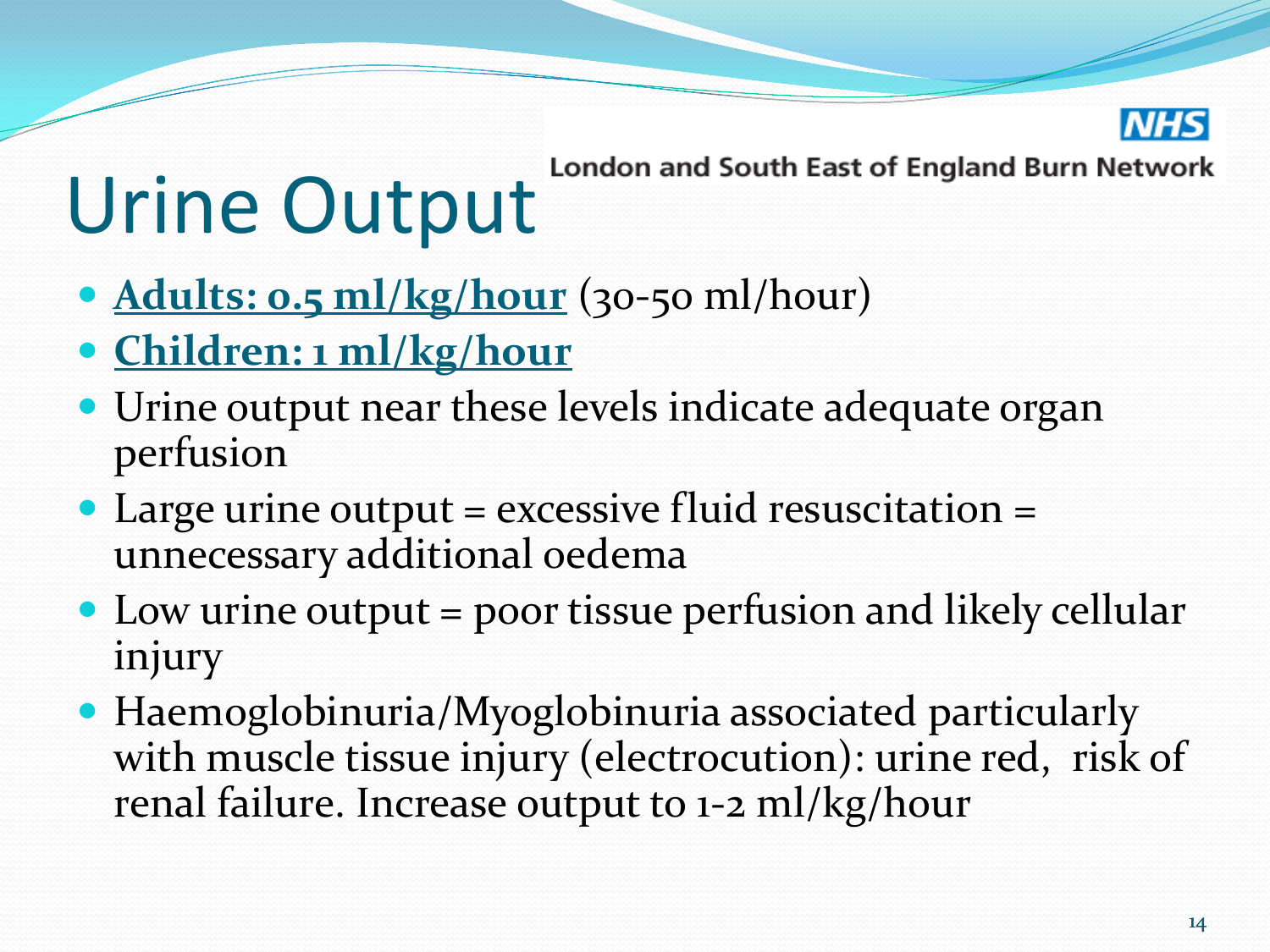# Urine Output

London and South East of England Burn Network

- **Adults: 0.5 ml/kg/hour** (30-50 ml/hour)
- **Children: 1 ml/kg/hour**
- Urine output near these levels indicate adequate organ perfusion
- Large urine output = excessive fluid resuscitation = unnecessary additional oedema
- Low urine output = poor tissue perfusion and likely cellular injury
- Haemoglobinuria/Myoglobinuria associated particularly with muscle tissue injury (electrocution): urine red, risk of renal failure. Increase output to 1-2 ml/kg/hour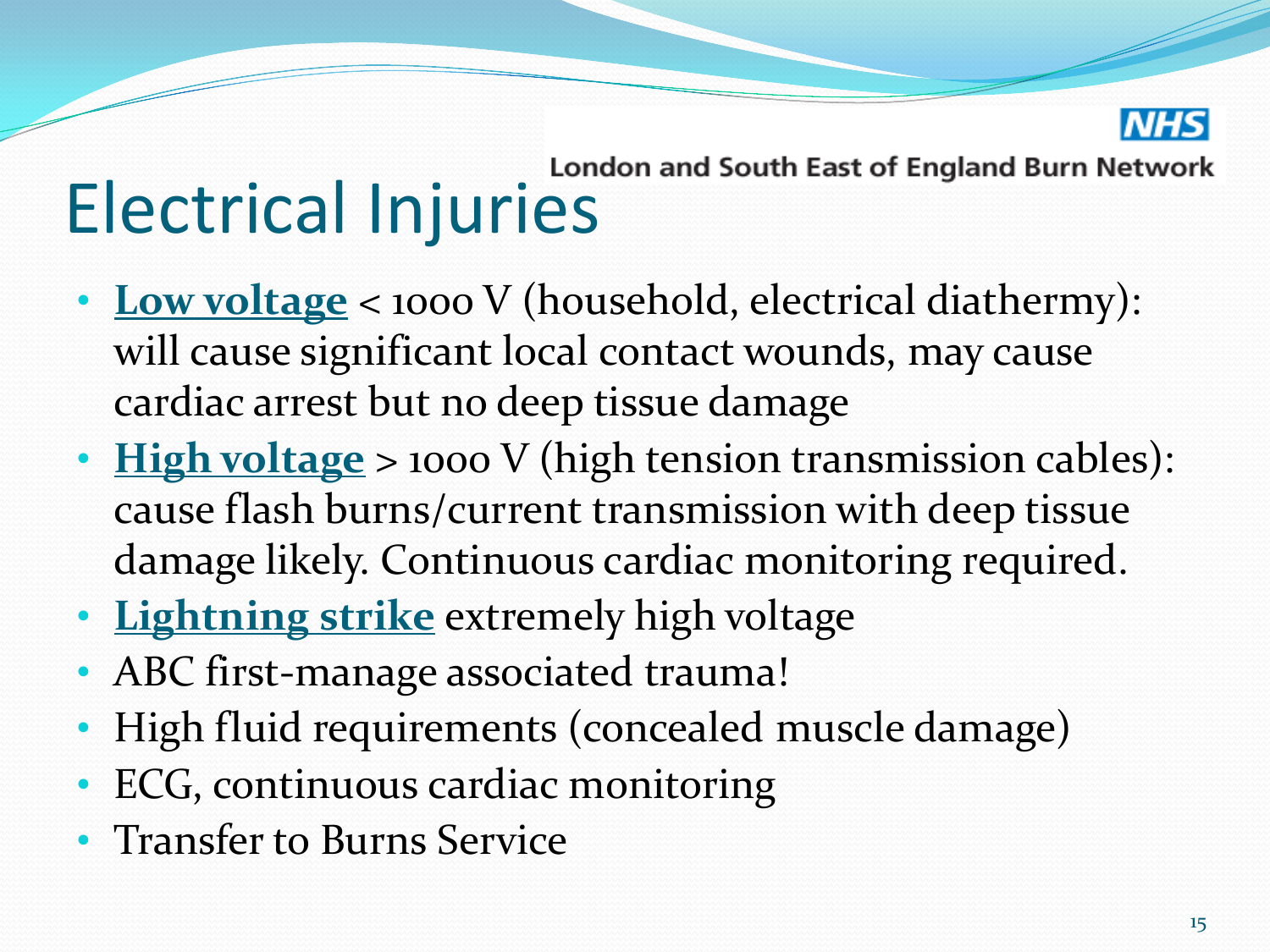London and South East of England Burn Network

# Electrical Injuries

- **Low voltage** < 1000 V (household, electrical diathermy): will cause significant local contact wounds, may cause cardiac arrest but no deep tissue damage
- **High voltage** > 1000 V (high tension transmission cables): cause flash burns/current transmission with deep tissue damage likely. Continuous cardiac monitoring required.
- **Lightning strike** extremely high voltage
- ABC first-manage associated trauma!
- High fluid requirements (concealed muscle damage)
- ECG, continuous cardiac monitoring
- Transfer to Burns Service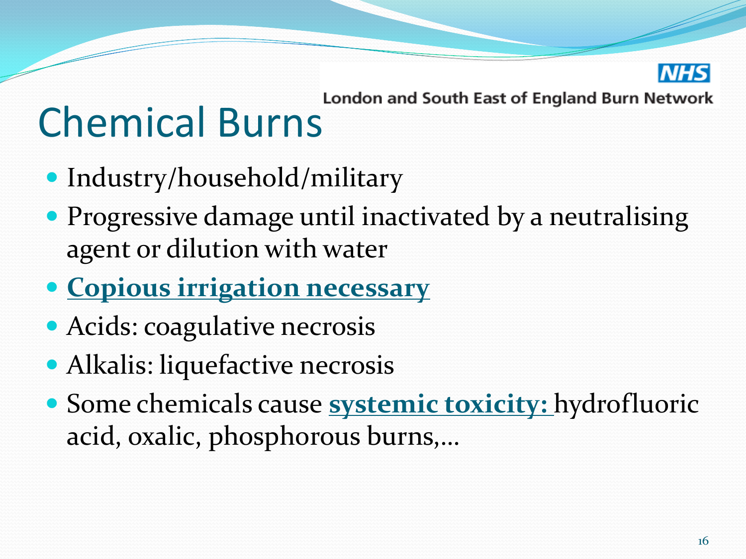NHS
London and South East of England Burn Network

# Chemical Burns

- Industry/household/military
- Progressive damage until inactivated by a neutralising agent or dilution with water
- **Copious irrigation necessary**
- Acids: coagulative necrosis
- Alkalis: liquefactive necrosis
- Some chemicals cause **systemic toxicity:** hydrofluoric acid, oxalic, phosphorous burns,…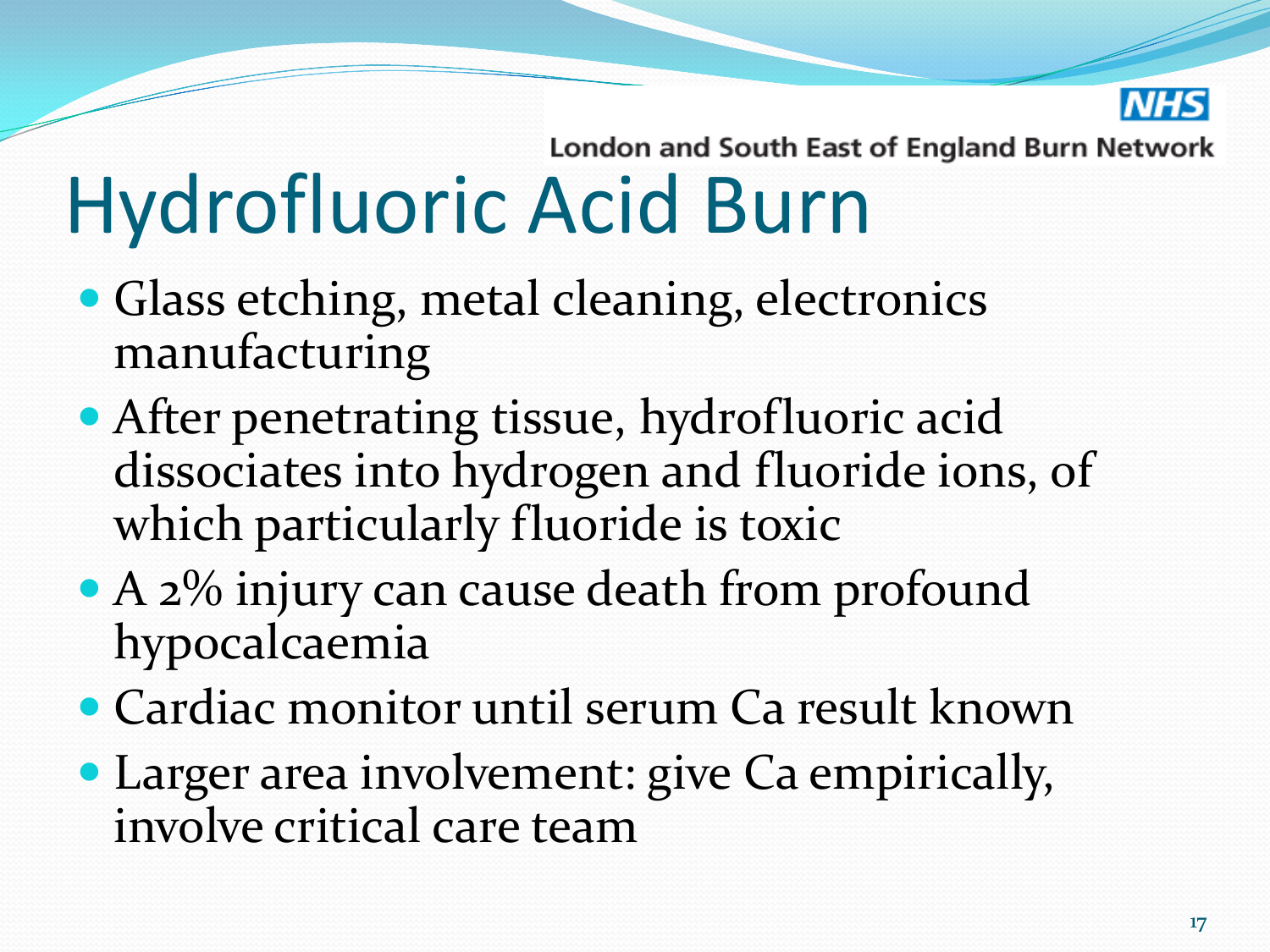# Hydrofluoric Acid Burn

- Glass etching, metal cleaning, electronics manufacturing
- After penetrating tissue, hydrofluoric acid dissociates into hydrogen and fluoride ions, of which particularly fluoride is toxic
- A 2% injury can cause death from profound hypocalcaemia
- Cardiac monitor until serum Ca result known
- Larger area involvement: give Ca empirically, involve critical care team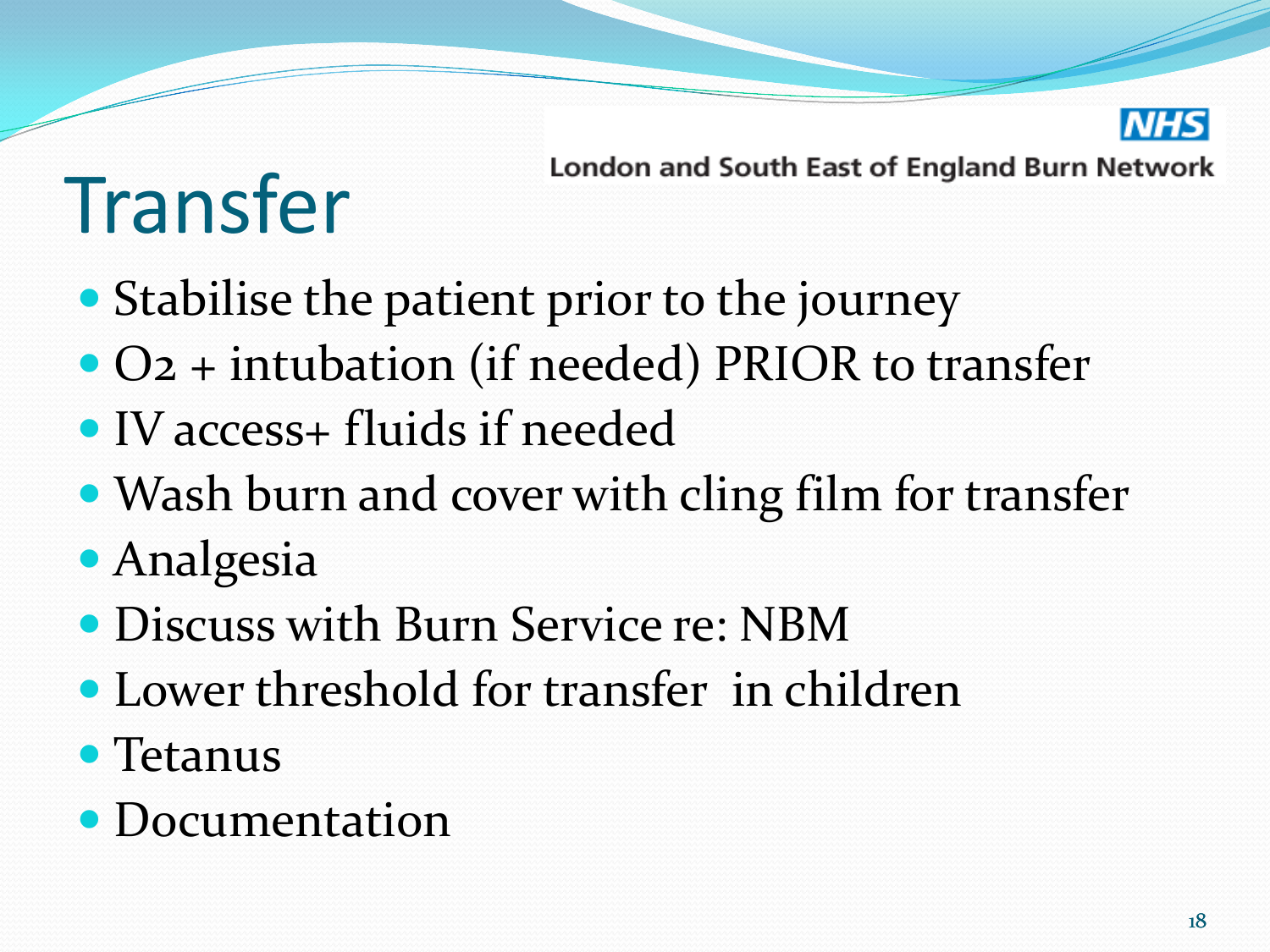# Transfer

NHS London and South East of England Burn Network

- Stabilise the patient prior to the journey
- $O_2$ + intubation (if needed) PRIOR to transfer
- IV access+ fluids if needed
- Wash burn and cover with cling film for transfer
- Analgesia
- Discuss with Burn Service re: NBM
- Lower threshold for transfer in children
- Tetanus
- Documentation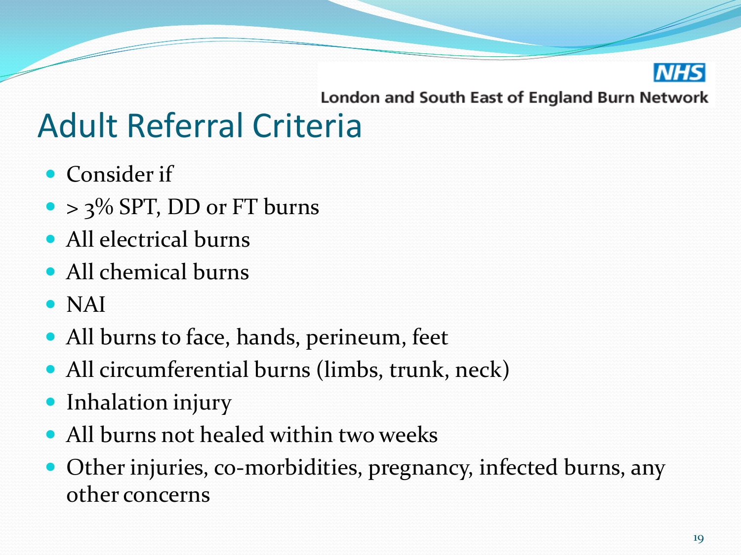London and South East of England Burn Network

# Adult Referral Criteria

- Consider if
- > 3% SPT, DD or FT burns
- All electrical burns
- All chemical burns
- NAI
- All burns to face, hands, perineum, feet
- All circumferential burns (limbs, trunk, neck)
- Inhalation injury
- All burns not healed within two weeks
- Other injuries, co-morbidities, pregnancy, infected burns, any other concerns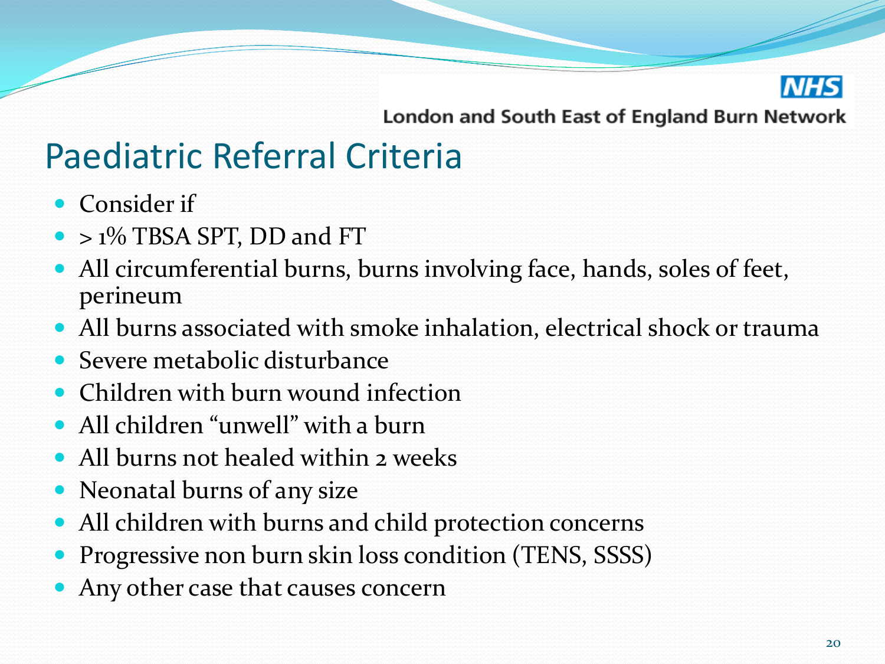London and South East of England Burn Network

# Paediatric Referral Criteria

- Consider if
- > 1% TBSA SPT, DD and FT
- All circumferential burns, burns involving face, hands, soles of feet, perineum
- All burns associated with smoke inhalation, electrical shock or trauma
- Severe metabolic disturbance
- Children with burn wound infection
- All children "unwell" with a burn
- All burns not healed within 2 weeks
- Neonatal burns of any size
- All children with burns and child protection concerns
- Progressive non burn skin loss condition (TENS, SSSS)
- Any other case that causes concern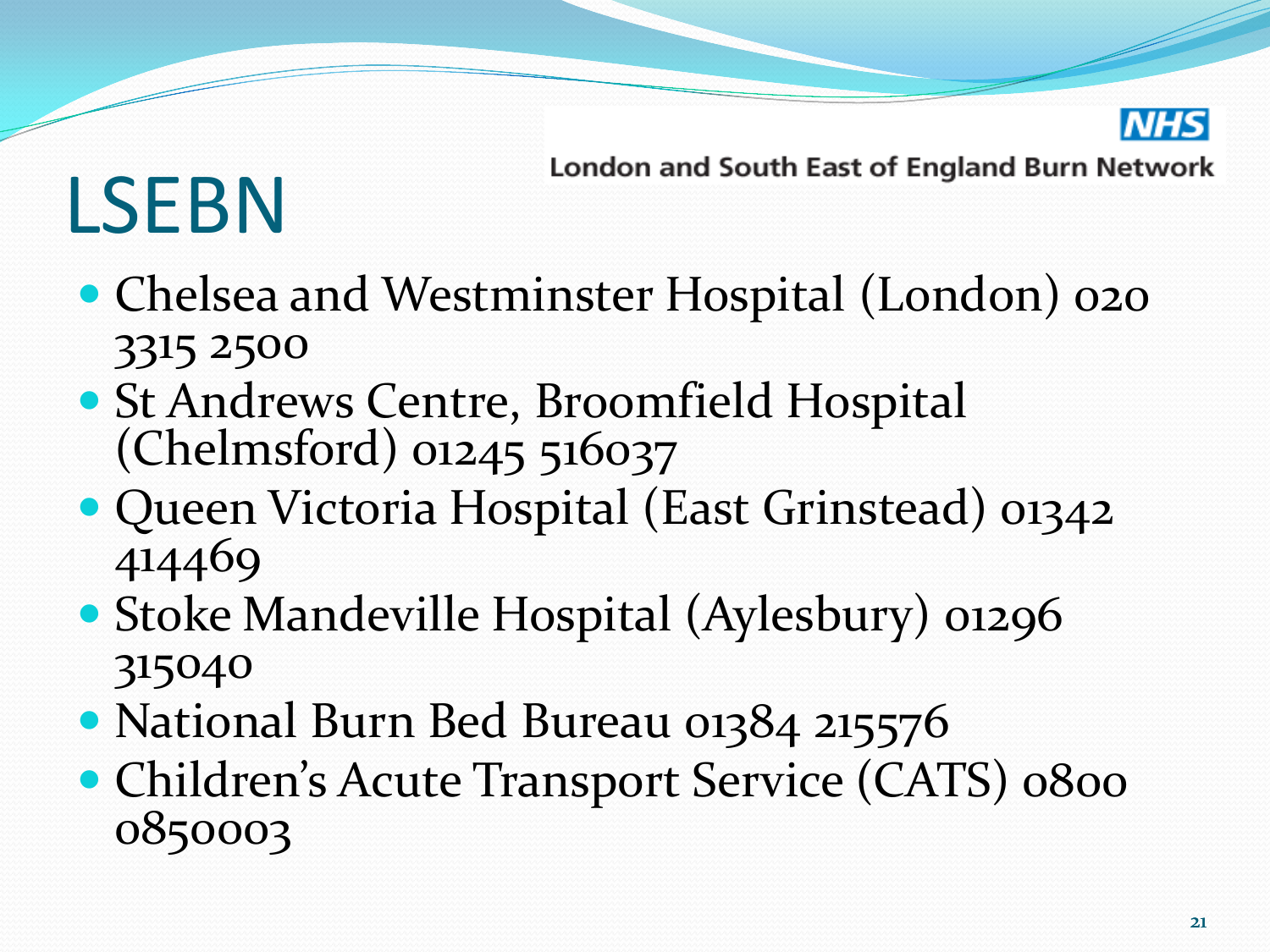NHS

London and South East of England Burn Network

# LSEBN

- Chelsea and Westminster Hospital (London) 020 3315 2500
- St Andrews Centre, Broomfield Hospital (Chelmsford) 01245 516037
- Queen Victoria Hospital (East Grinstead) 01342 414469
- Stoke Mandeville Hospital (Aylesbury) 01296 315040
- National Burn Bed Bureau 01384 215576
- Children's Acute Transport Service (CATS) 0800 0850003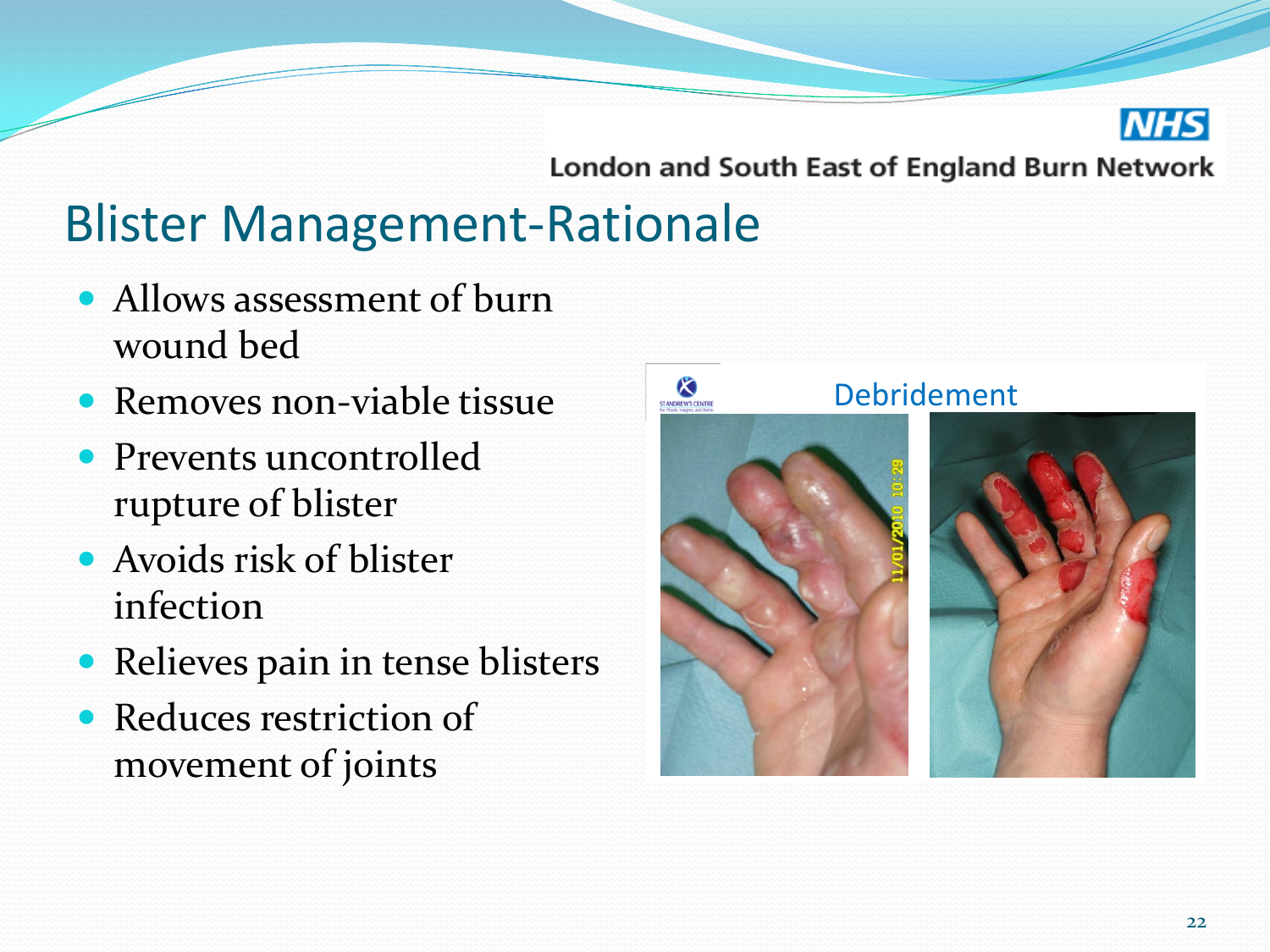## Blister Management-Rationale

- Allows assessment of burn wound bed
- Removes non-viable tissue
- Prevents uncontrolled rupture of blister
- Avoids risk of blister infection
- Relieves pain in tense blisters
- Reduces restriction of movement of joints

Debridement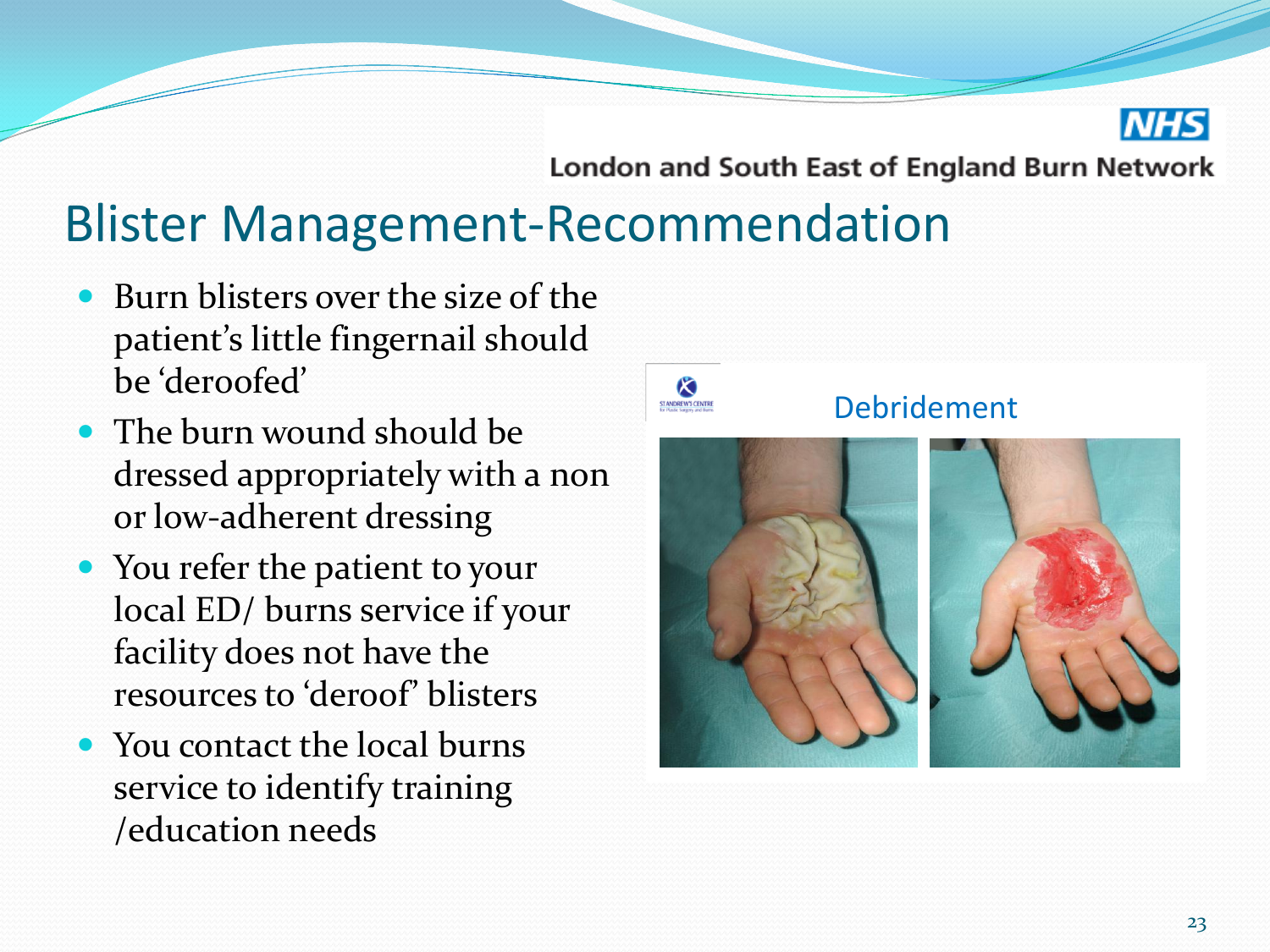# Blister Management-Recommendation

- Burn blisters over the size of the patient's little fingernail should be 'deroofed'
- The burn wound should be dressed appropriately with a non or low-adherent dressing
- You refer the patient to your local ED/ burns service if your facility does not have the resources to 'deroof' blisters
- You contact the local burns service to identify training /education needs

Debridement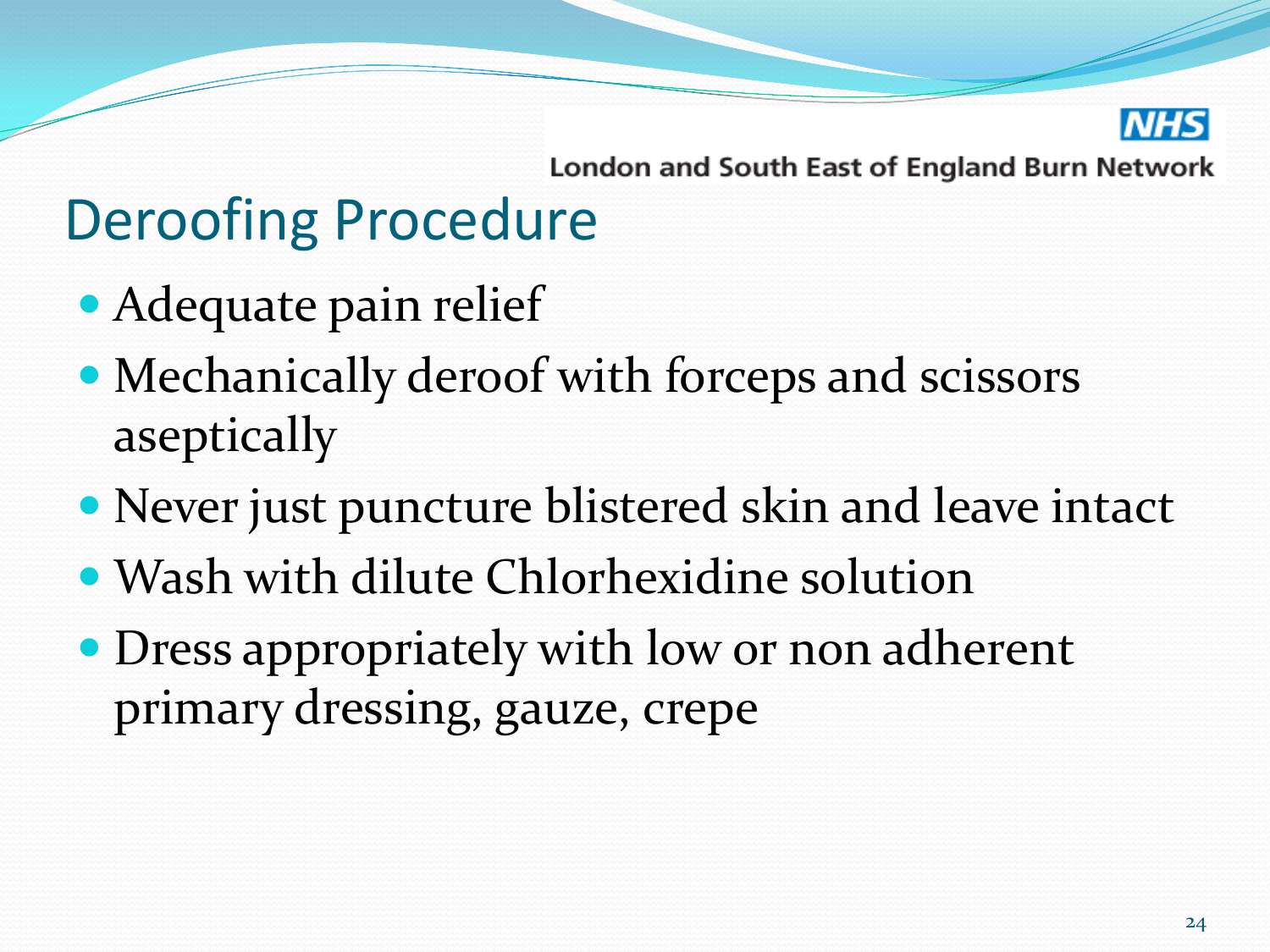London and South East of England Burn Network

# Deroofing Procedure

- Adequate pain relief
- Mechanically deroof with forceps and scissors aseptically
- Never just puncture blistered skin and leave intact
- Wash with dilute Chlorhexidine solution
- Dress appropriately with low or non adherent primary dressing, gauze, crepe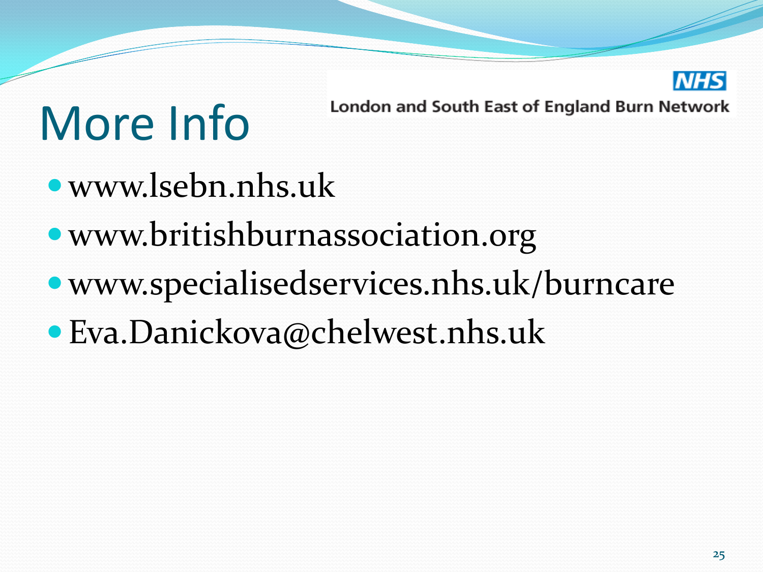# More Info

NHS

London and South East of England Burn Network

- www.lsebn.nhs.uk
- www.britishburnassociation.org
- www.specialisedservices.nhs.uk/burncare
- Eva.Danickova@chelwest.nhs.uk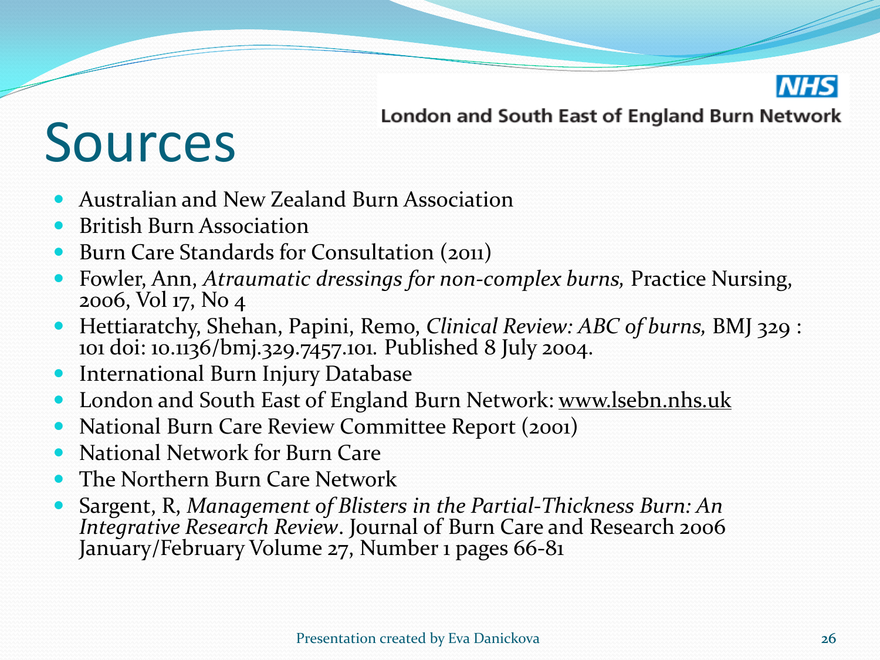London and South East of England Burn Network

# Sources

- Australian and New Zealand Burn Association
- British Burn Association
- Burn Care Standards for Consultation (2011)
- Fowler, Ann, *Atraumatic dressings for non-complex burns,* Practice Nursing, 2006, Vol 17, No 4
- Hettiaratchy, Shehan, Papini, Remo, *Clinical Review: ABC of burns,* BMJ 329 : 101 doi: 10.1136/bmj.329.7457.101. Published 8 July 2004.
- International Burn Injury Database
- London and South East of England Burn Network: www.lsebn.nhs.uk
- National Burn Care Review Committee Report (2001)
- National Network for Burn Care
- The Northern Burn Care Network
- Sargent, R, *Management of Blisters in the Partial-Thickness Burn: An Integrative Research Review*. Journal of Burn Care and Research 2006 January/February Volume 27, Number 1 pages 66-81

Presentation created by Eva Danickova